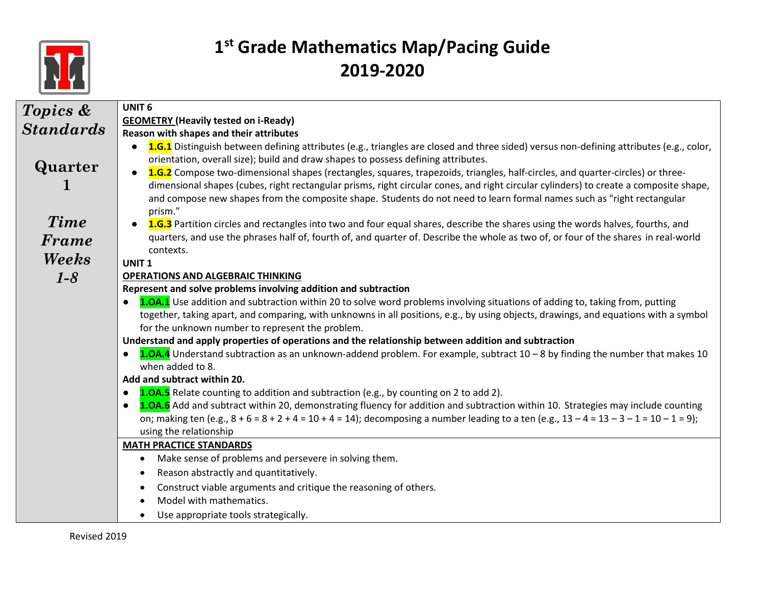# 1st Grade Mathematics Map/Pacing Guide
# 2019-2020

| *Topics & Standards*<br><br>**Quarter 1**<br><br>*Time Frame Weeks 1-8* | **UNIT 6**<br>**GEOMETRY (Heavily tested on i-Ready)**<br>**Reason with shapes and their attributes**<br>● **1.G.1** Distinguish between defining attributes (e.g., triangles are closed and three sided) versus non-defining attributes (e.g., color, orientation, overall size); build and draw shapes to possess defining attributes.<br>● **1.G.2** Compose two-dimensional shapes (rectangles, squares, trapezoids, triangles, half-circles, and quarter-circles) or three-dimensional shapes (cubes, right rectangular prisms, right circular cones, and right circular cylinders) to create a composite shape, and compose new shapes from the composite shape. Students do not need to learn formal names such as "right rectangular prism."<br>● **1.G.3** Partition circles and rectangles into two and four equal shares, describe the shares using the words halves, fourths, and quarters, and use the phrases half of, fourth of, and quarter of. Describe the whole as two of, or four of the shares in real-world contexts.<br>**UNIT 1**<br>**OPERATIONS AND ALGEBRAIC THINKING**<br>**Represent and solve problems involving addition and subtraction**<br>● **1.OA.1** Use addition and subtraction within 20 to solve word problems involving situations of adding to, taking from, putting together, taking apart, and comparing, with unknowns in all positions, e.g., by using objects, drawings, and equations with a symbol for the unknown number to represent the problem.<br>**Understand and apply properties of operations and the relationship between addition and subtraction**<br>● **1.OA.4** Understand subtraction as an unknown-addend problem. For example, subtract 10 – 8 by finding the number that makes 10 when added to 8.<br>**Add and subtract within 20.**<br>● **1.OA.5** Relate counting to addition and subtraction (e.g., by counting on 2 to add 2).<br>● **1.OA.6** Add and subtract within 20, demonstrating fluency for addition and subtraction within 10. Strategies may include counting on; making ten (e.g., 8 + 6 = 8 + 2 + 4 = 10 + 4 = 14); decomposing a number leading to a ten (e.g., 13 – 4 = 13 – 3 – 1 = 10 – 1 = 9); using the relationship |
| --- | --- |
| | **MATH PRACTICE STANDARDS**<br>• Make sense of problems and persevere in solving them.<br>• Reason abstractly and quantitatively.<br>• Construct viable arguments and critique the reasoning of others.<br>• Model with mathematics.<br>• Use appropriate tools strategically. |

Revised 2019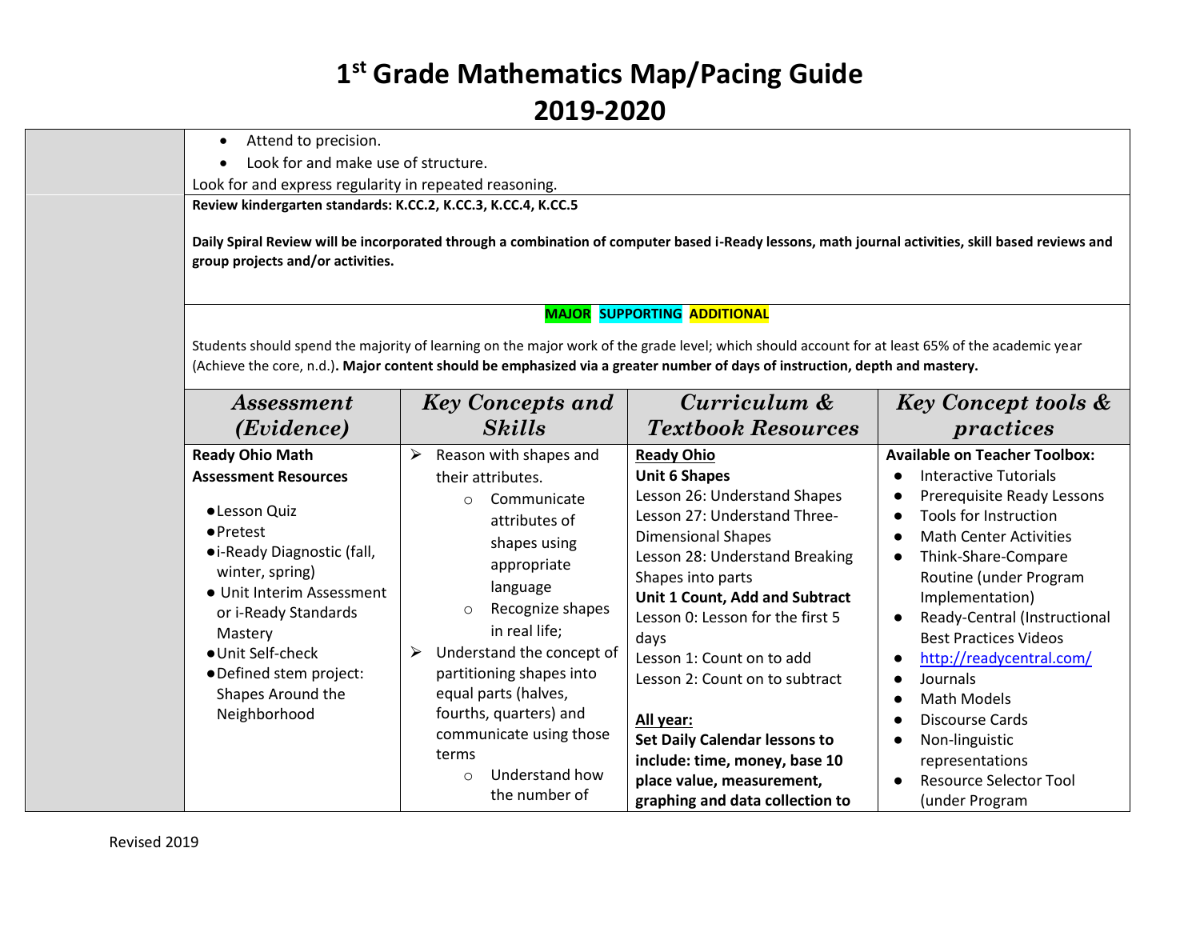# 1st Grade Mathematics Map/Pacing Guide 2019-2020

- Attend to precision.
- Look for and make use of structure.

Look for and express regularity in repeated reasoning.

**Review kindergarten standards: K.CC.2, K.CC.3, K.CC.4, K.CC.5**

**Daily Spiral Review will be incorporated through a combination of computer based i-Ready lessons, math journal activities, skill based reviews and group projects and/or activities.**

**MAJOR SUPPORTING ADDITIONAL**

Students should spend the majority of learning on the major work of the grade level; which should account for at least 65% of the academic year (Achieve the core, n.d.). **Major content should be emphasized via a greater number of days of instruction, depth and mastery.**

| *Assessment (Evidence)* | *Key Concepts and Skills* | *Curriculum & Textbook Resources* | *Key Concept tools & practices* |
|---|---|---|---|
| **Ready Ohio Math Assessment Resources**<br>● Lesson Quiz<br>● Pretest<br>● i-Ready Diagnostic (fall, winter, spring)<br>● Unit Interim Assessment or i-Ready Standards Mastery<br>● Unit Self-check<br>● Defined stem project: Shapes Around the Neighborhood | ➢ Reason with shapes and their attributes.<br>○ Communicate attributes of shapes using appropriate language<br>○ Recognize shapes in real life;<br>➢ Understand the concept of partitioning shapes into equal parts (halves, fourths, quarters) and communicate using those terms<br>○ Understand how the number of | **Ready Ohio**<br>**Unit 6 Shapes**<br>Lesson 26: Understand Shapes<br>Lesson 27: Understand Three-Dimensional Shapes<br>Lesson 28: Understand Breaking Shapes into parts<br>**Unit 1 Count, Add and Subtract**<br>Lesson 0: Lesson for the first 5 days<br>Lesson 1: Count on to add<br>Lesson 2: Count on to subtract<br><br>**All year:**<br>**Set Daily Calendar lessons to include: time, money, base 10 place value, measurement, graphing and data collection to** | **Available on Teacher Toolbox:**<br>● Interactive Tutorials<br>● Prerequisite Ready Lessons<br>● Tools for Instruction<br>● Math Center Activities<br>● Think-Share-Compare Routine (under Program Implementation)<br>● Ready-Central (Instructional Best Practices Videos<br>● http://readycentral.com/<br>● Journals<br>● Math Models<br>● Discourse Cards<br>● Non-linguistic representations<br>● Resource Selector Tool (under Program |

Revised 2019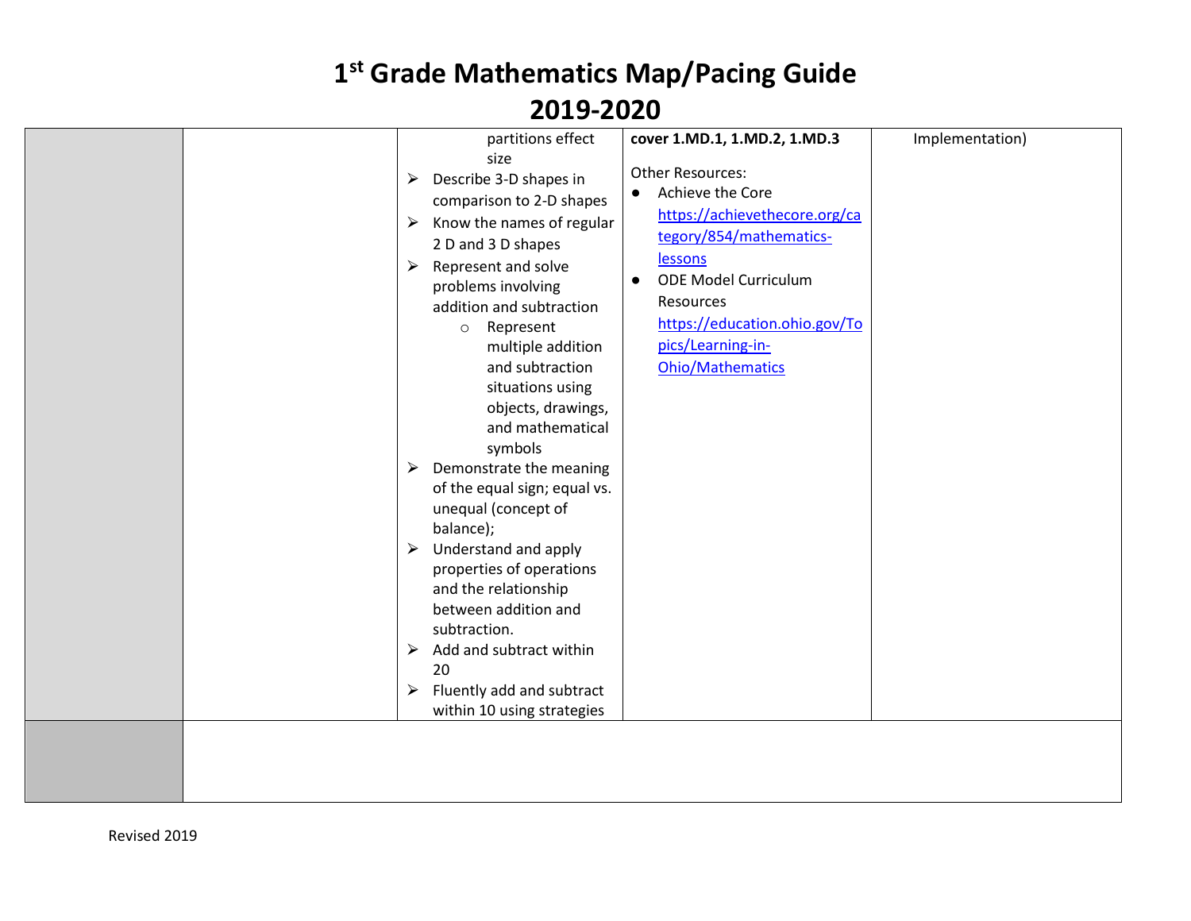# 1st Grade Mathematics Map/Pacing Guide

# 2019-2020

| | | | | |
|---|---|---|---|---|
| | | partitions effect size<br>➢ Describe 3-D shapes in comparison to 2-D shapes<br>➢ Know the names of regular 2 D and 3 D shapes<br>➢ Represent and solve problems involving addition and subtraction<br>○ Represent multiple addition and subtraction situations using objects, drawings, and mathematical symbols<br>➢ Demonstrate the meaning of the equal sign; equal vs. unequal (concept of balance);<br>➢ Understand and apply properties of operations and the relationship between addition and subtraction.<br>➢ Add and subtract within 20<br>➢ Fluently add and subtract within 10 using strategies | **cover 1.MD.1, 1.MD.2, 1.MD.3**<br><br>Other Resources:<br>● Achieve the Core [https://achievethecore.org/category/854/mathematics-lessons](https://achievethecore.org/category/854/mathematics-lessons)<br>● ODE Model Curriculum Resources [https://education.ohio.gov/Topics/Learning-in-Ohio/Mathematics](https://education.ohio.gov/Topics/Learning-in-Ohio/Mathematics) | Implementation) |
| | | | | |

Revised 2019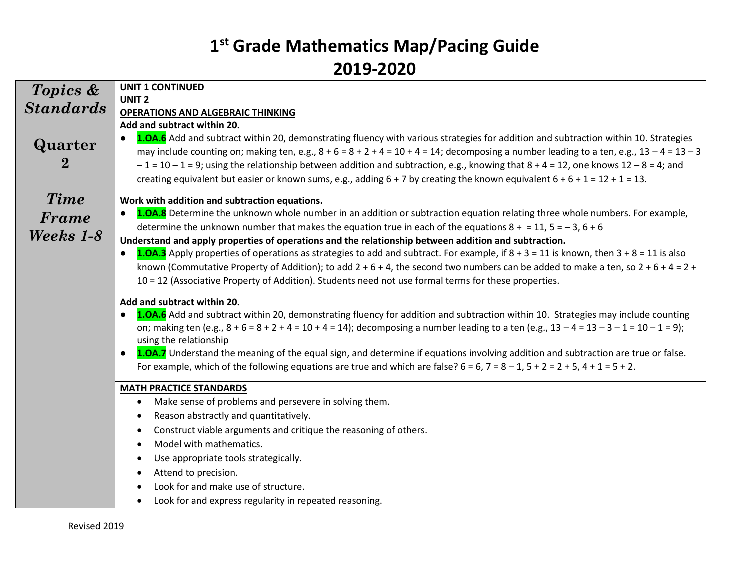# 1[st] Grade Mathematics Map/Pacing Guide

# 2019-2020

| *Topics & Standards*<br><br>*Quarter 2*<br><br>*Time Frame Weeks 1-8* | **UNIT 1 CONTINUED**<br>**UNIT 2**<br>**<u>OPERATIONS AND ALGEBRAIC THINKING</u>**<br>**Add and subtract within 20.**<br>● **1.OA.6** Add and subtract within 20, demonstrating fluency with various strategies for addition and subtraction within 10. Strategies may include counting on; making ten, e.g., $8 + 6 = 8 + 2 + 4 = 10 + 4 = 14$; decomposing a number leading to a ten, e.g., $13 – 4 = 13 – 3 – 1 = 10 – 1 = 9$; using the relationship between addition and subtraction, e.g., knowing that $8 + 4 = 12$, one knows $12 – 8 = 4$; and creating equivalent but easier or known sums, e.g., adding $6 + 7$ by creating the known equivalent $6 + 6 + 1 = 12 + 1 = 13$.<br><br>**Work with addition and subtraction equations.**<br>● **1.OA.8** Determine the unknown whole number in an addition or subtraction equation relating three whole numbers. For example, determine the unknown number that makes the equation true in each of the equations $8 + = 11$, $5 = – 3$, $6 + 6$<br>**Understand and apply properties of operations and the relationship between addition and subtraction.**<br>● **1.OA.3** Apply properties of operations as strategies to add and subtract. For example, if $8 + 3 = 11$ is known, then $3 + 8 = 11$ is also known (Commutative Property of Addition); to add $2 + 6 + 4$, the second two numbers can be added to make a ten, so $2 + 6 + 4 = 2 + 10 = 12$ (Associative Property of Addition). Students need not use formal terms for these properties.<br><br>**Add and subtract within 20.**<br>● **1.OA.6** Add and subtract within 20, demonstrating fluency for addition and subtraction within 10. Strategies may include counting on; making ten (e.g., $8 + 6 = 8 + 2 + 4 = 10 + 4 = 14$); decomposing a number leading to a ten (e.g., $13 – 4 = 13 – 3 – 1 = 10 – 1 = 9$); using the relationship<br>● **1.OA.7** Understand the meaning of the equal sign, and determine if equations involving addition and subtraction are true or false. For example, which of the following equations are true and which are false? $6 = 6$, $7 = 8 – 1$, $5 + 2 = 2 + 5$, $4 + 1 = 5 + 2$. |
|---|---|
| | **<u>MATH PRACTICE STANDARDS</u>**<br>• Make sense of problems and persevere in solving them.<br>• Reason abstractly and quantitatively.<br>• Construct viable arguments and critique the reasoning of others.<br>• Model with mathematics.<br>• Use appropriate tools strategically.<br>• Attend to precision.<br>• Look for and make use of structure.<br>• Look for and express regularity in repeated reasoning. |

Revised 2019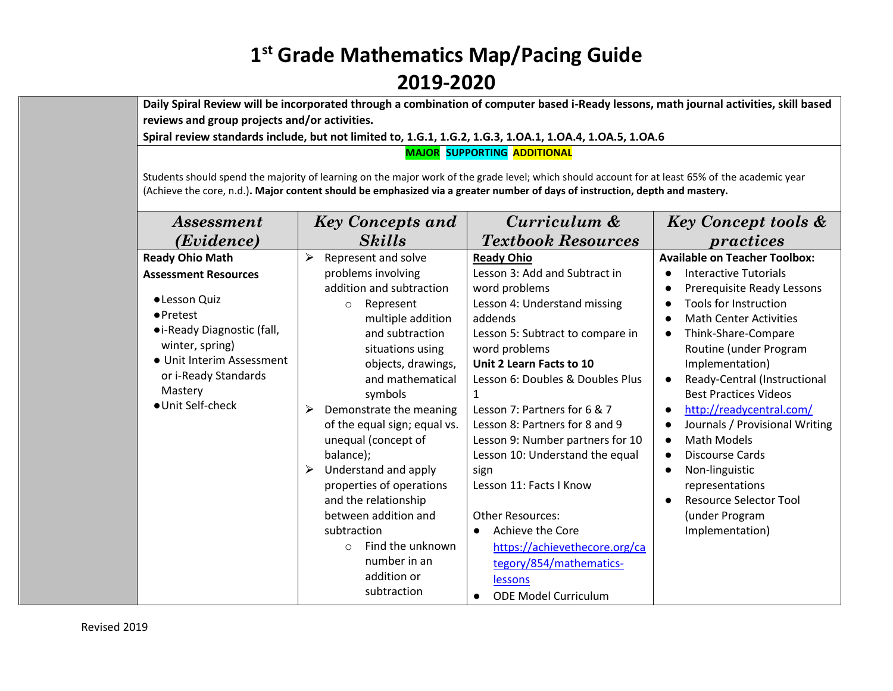# 1st Grade Mathematics Map/Pacing Guide

# 2019-2020

**Daily Spiral Review will be incorporated through a combination of computer based i-Ready lessons, math journal activities, skill based reviews and group projects and/or activities.**

**Spiral review standards include, but not limited to, 1.G.1, 1.G.2, 1.G.3, 1.OA.1, 1.OA.4, 1.OA.5, 1.OA.6**

**MAJOR** **SUPPORTING** **ADDITIONAL**

Students should spend the majority of learning on the major work of the grade level; which should account for at least 65% of the academic year (Achieve the core, n.d.)**. Major content should be emphasized via a greater number of days of instruction, depth and mastery.**

| *Assessment (Evidence)* | *Key Concepts and Skills* | *Curriculum & Textbook Resources* | *Key Concept tools & practices* |
|---|---|---|---|
| **Ready Ohio Math Assessment Resources**<br>● Lesson Quiz<br>● Pretest<br>● i-Ready Diagnostic (fall, winter, spring)<br>● Unit Interim Assessment or i-Ready Standards Mastery<br>● Unit Self-check | ➢ Represent and solve problems involving addition and subtraction<br>○ Represent multiple addition and subtraction situations using objects, drawings, and mathematical symbols<br>➢ Demonstrate the meaning of the equal sign; equal vs. unequal (concept of balance);<br>➢ Understand and apply properties of operations and the relationship between addition and subtraction<br>○ Find the unknown number in an addition or subtraction | **Ready Ohio**<br>Lesson 3: Add and Subtract in word problems<br>Lesson 4: Understand missing addends<br>Lesson 5: Subtract to compare in word problems<br>**Unit 2 Learn Facts to 10**<br>Lesson 6: Doubles & Doubles Plus 1<br>Lesson 7: Partners for 6 & 7<br>Lesson 8: Partners for 8 and 9<br>Lesson 9: Number partners for 10<br>Lesson 10: Understand the equal sign<br>Lesson 11: Facts I Know<br><br>Other Resources:<br>● Achieve the Core https://achievethecore.org/category/854/mathematics-lessons<br>● ODE Model Curriculum | **Available on Teacher Toolbox:**<br>● Interactive Tutorials<br>● Prerequisite Ready Lessons<br>● Tools for Instruction<br>● Math Center Activities<br>● Think-Share-Compare Routine (under Program Implementation)<br>● Ready-Central (Instructional Best Practices Videos<br>● http://readycentral.com/<br>● Journals / Provisional Writing<br>● Math Models<br>● Discourse Cards<br>● Non-linguistic representations<br>● Resource Selector Tool (under Program Implementation) |

Revised 2019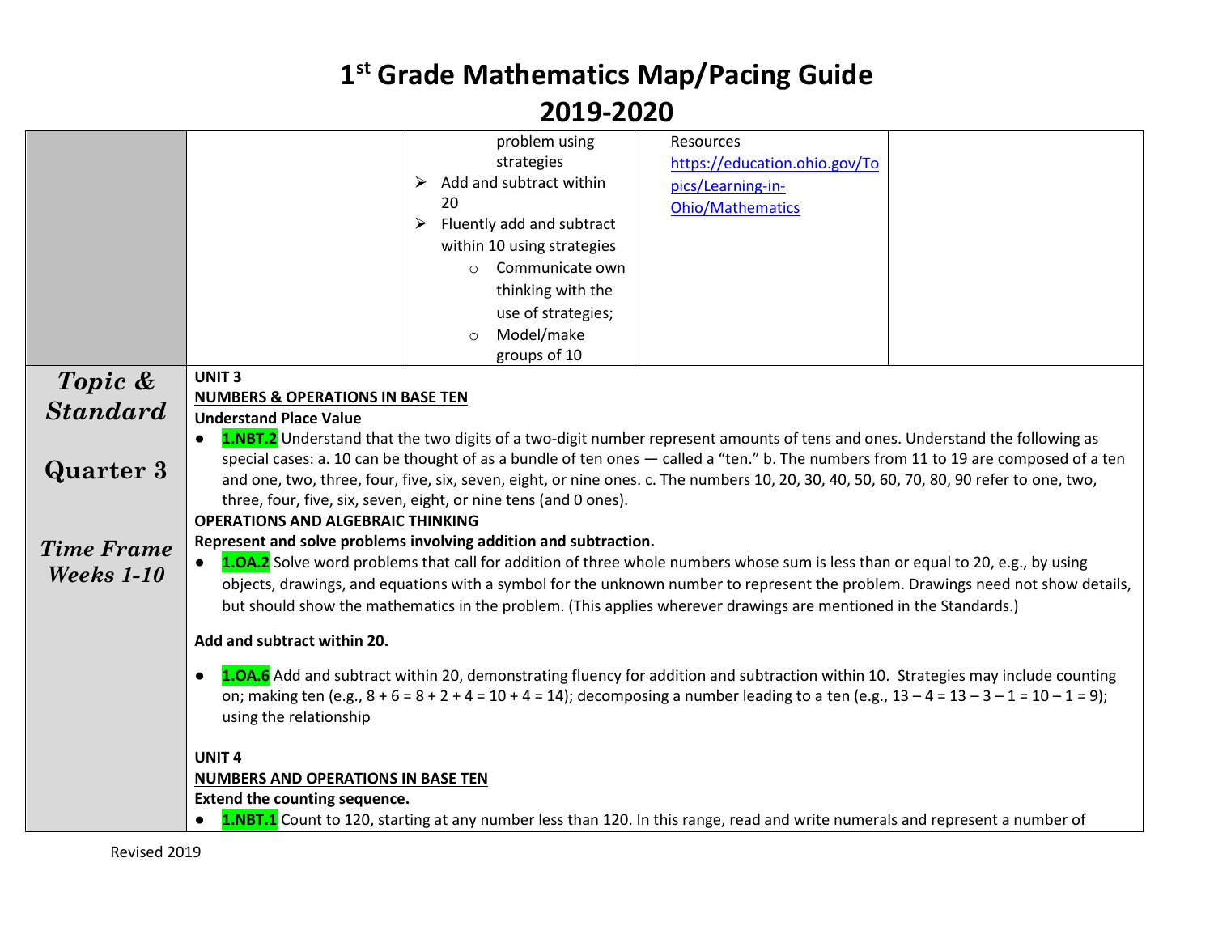# 1st Grade Mathematics Map/Pacing Guide

# 2019-2020

| | | | | |
|---|---|---|---|---|
| | | problem using strategies<br>➢ Add and subtract within 20<br>➢ Fluently add and subtract within 10 using strategies<br>○ Communicate own thinking with the use of strategies;<br>○ Model/make groups of 10 | Resources<br>https://education.ohio.gov/Topics/Learning-in-Ohio/Mathematics | |

***Topic & Standard***

***Quarter 3***

***Time Frame Weeks 1-10***

**UNIT 3**

**NUMBERS & OPERATIONS IN BASE TEN**

**Understand Place Value**

- **1.NBT.2** Understand that the two digits of a two-digit number represent amounts of tens and ones. Understand the following as special cases: a. 10 can be thought of as a bundle of ten ones — called a "ten." b. The numbers from 11 to 19 are composed of a ten and one, two, three, four, five, six, seven, eight, or nine ones. c. The numbers 10, 20, 30, 40, 50, 60, 70, 80, 90 refer to one, two, three, four, five, six, seven, eight, or nine tens (and 0 ones).

**OPERATIONS AND ALGEBRAIC THINKING**

**Represent and solve problems involving addition and subtraction.**

- **1.OA.2** Solve word problems that call for addition of three whole numbers whose sum is less than or equal to 20, e.g., by using objects, drawings, and equations with a symbol for the unknown number to represent the problem. Drawings need not show details, but should show the mathematics in the problem. (This applies wherever drawings are mentioned in the Standards.)

**Add and subtract within 20.**

- **1.OA.6** Add and subtract within 20, demonstrating fluency for addition and subtraction within 10. Strategies may include counting on; making ten (e.g., $8 + 6 = 8 + 2 + 4 = 10 + 4 = 14$); decomposing a number leading to a ten (e.g., $13 – 4 = 13 – 3 – 1 = 10 – 1 = 9$); using the relationship

**UNIT 4**

**NUMBERS AND OPERATIONS IN BASE TEN**

**Extend the counting sequence.**

- **1.NBT.1** Count to 120, starting at any number less than 120. In this range, read and write numerals and represent a number of

Revised 2019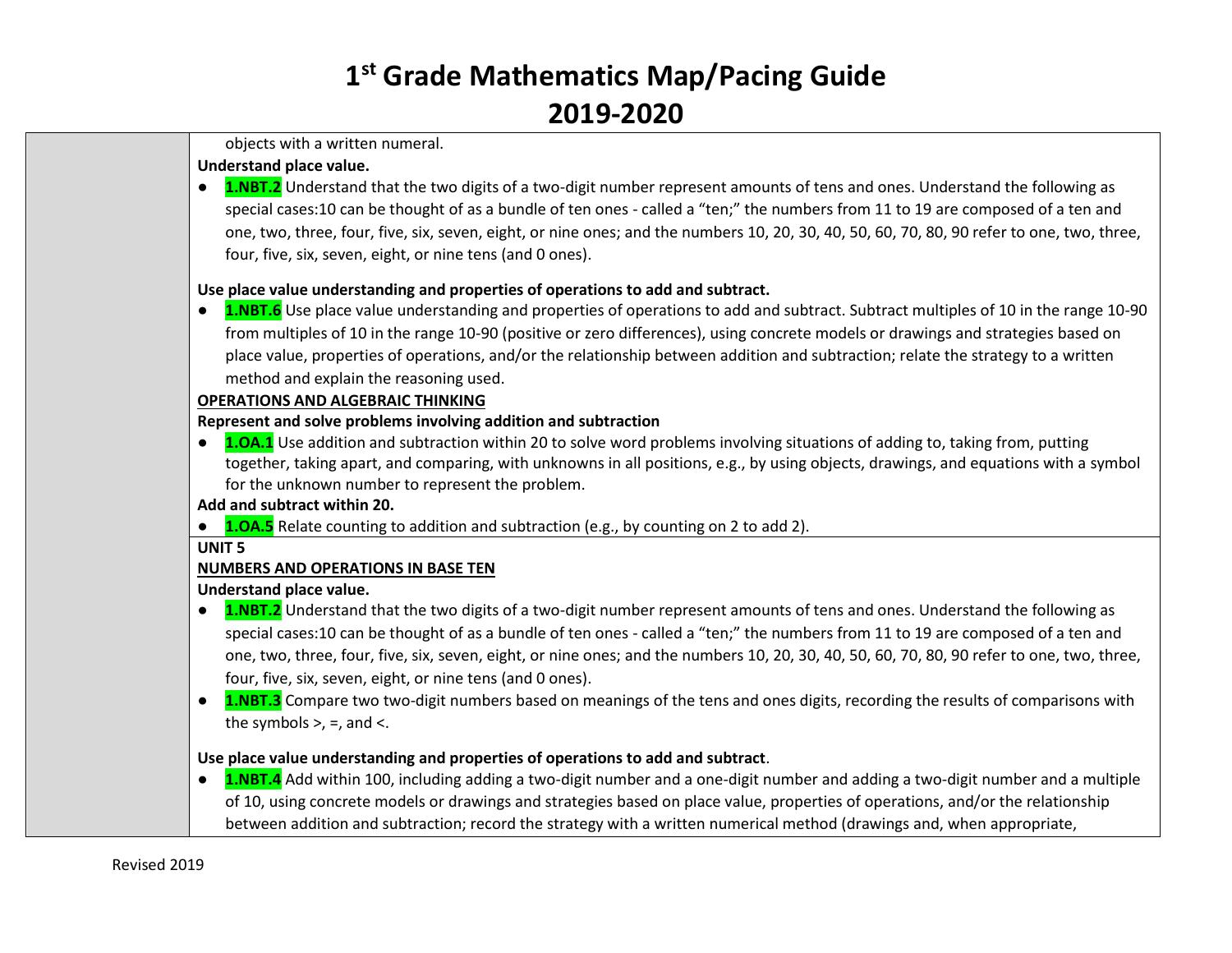objects with a written numeral.

**Understand place value.**

- **1.NBT.2** Understand that the two digits of a two-digit number represent amounts of tens and ones. Understand the following as special cases:10 can be thought of as a bundle of ten ones - called a "ten;" the numbers from 11 to 19 are composed of a ten and one, two, three, four, five, six, seven, eight, or nine ones; and the numbers 10, 20, 30, 40, 50, 60, 70, 80, 90 refer to one, two, three, four, five, six, seven, eight, or nine tens (and 0 ones).

**Use place value understanding and properties of operations to add and subtract.**

- **1.NBT.6** Use place value understanding and properties of operations to add and subtract. Subtract multiples of 10 in the range 10-90 from multiples of 10 in the range 10-90 (positive or zero differences), using concrete models or drawings and strategies based on place value, properties of operations, and/or the relationship between addition and subtraction; relate the strategy to a written method and explain the reasoning used.

**OPERATIONS AND ALGEBRAIC THINKING**

**Represent and solve problems involving addition and subtraction**

- **1.OA.1** Use addition and subtraction within 20 to solve word problems involving situations of adding to, taking from, putting together, taking apart, and comparing, with unknowns in all positions, e.g., by using objects, drawings, and equations with a symbol for the unknown number to represent the problem.

**Add and subtract within 20.**

- **1.OA.5** Relate counting to addition and subtraction (e.g., by counting on 2 to add 2).

**UNIT 5**

**NUMBERS AND OPERATIONS IN BASE TEN**

**Understand place value.**

- **1.NBT.2** Understand that the two digits of a two-digit number represent amounts of tens and ones. Understand the following as special cases:10 can be thought of as a bundle of ten ones - called a "ten;" the numbers from 11 to 19 are composed of a ten and one, two, three, four, five, six, seven, eight, or nine ones; and the numbers 10, 20, 30, 40, 50, 60, 70, 80, 90 refer to one, two, three, four, five, six, seven, eight, or nine tens (and 0 ones).
- **1.NBT.3** Compare two two-digit numbers based on meanings of the tens and ones digits, recording the results of comparisons with the symbols >, =, and <.

**Use place value understanding and properties of operations to add and subtract**.

- **1.NBT.4** Add within 100, including adding a two-digit number and a one-digit number and adding a two-digit number and a multiple of 10, using concrete models or drawings and strategies based on place value, properties of operations, and/or the relationship between addition and subtraction; record the strategy with a written numerical method (drawings and, when appropriate,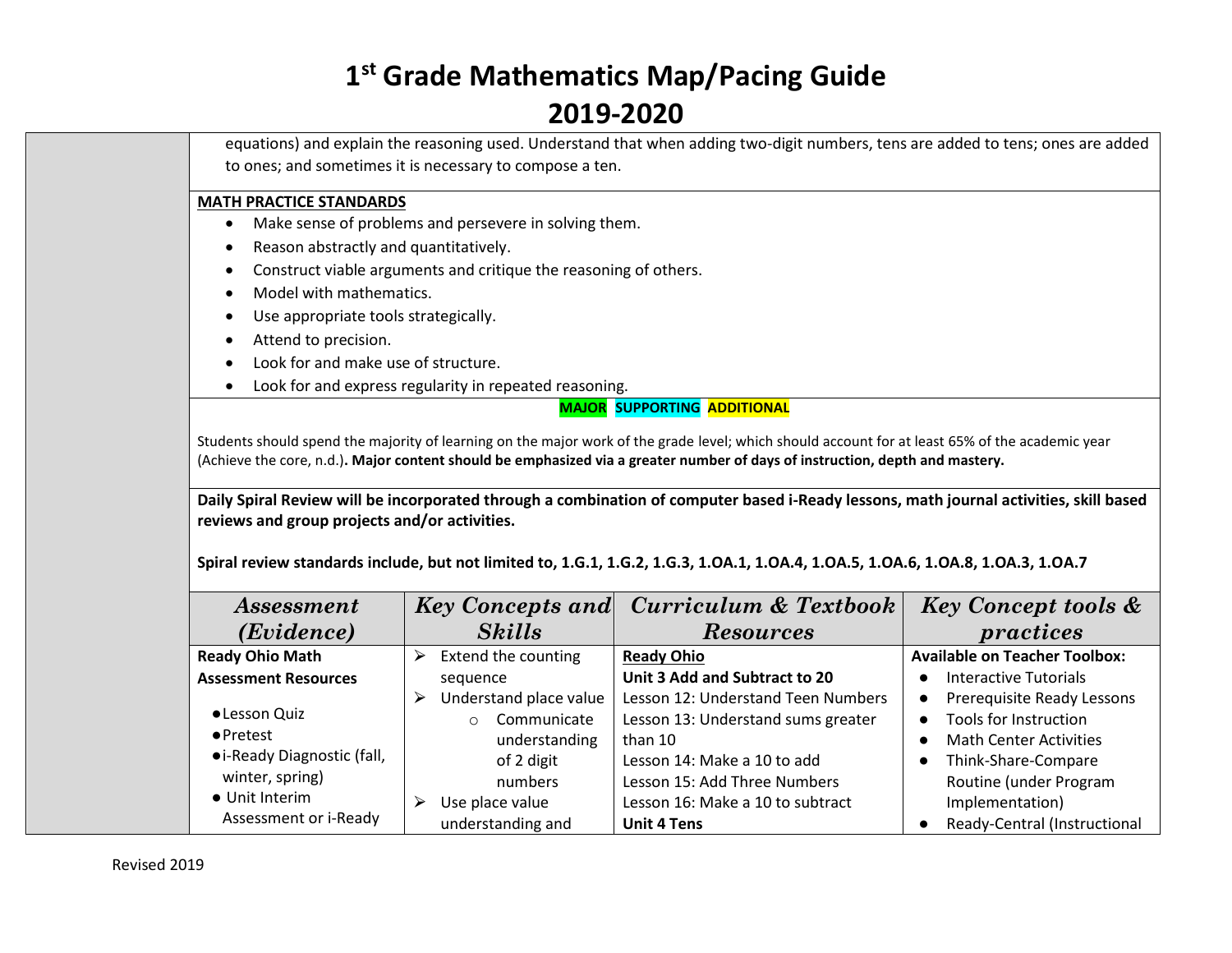# 1st Grade Mathematics Map/Pacing Guide

# 2019-2020

equations) and explain the reasoning used. Understand that when adding two-digit numbers, tens are added to tens; ones are added to ones; and sometimes it is necessary to compose a ten.

**MATH PRACTICE STANDARDS**

- Make sense of problems and persevere in solving them.
- Reason abstractly and quantitatively.
- Construct viable arguments and critique the reasoning of others.
- Model with mathematics.
- Use appropriate tools strategically.
- Attend to precision.
- Look for and make use of structure.
- Look for and express regularity in repeated reasoning.

**MAJOR SUPPORTING ADDITIONAL**

Students should spend the majority of learning on the major work of the grade level; which should account for at least 65% of the academic year (Achieve the core, n.d.)**. Major content should be emphasized via a greater number of days of instruction, depth and mastery.**

**Daily Spiral Review will be incorporated through a combination of computer based i-Ready lessons, math journal activities, skill based reviews and group projects and/or activities.**

**Spiral review standards include, but not limited to, 1.G.1, 1.G.2, 1.G.3, 1.OA.1, 1.OA.4, 1.OA.5, 1.OA.6, 1.OA.8, 1.OA.3, 1.OA.7**

| *Assessment (Evidence)* | *Key Concepts and Skills* | *Curriculum & Textbook Resources* | *Key Concept tools & practices* |
|---|---|---|---|
| **Ready Ohio Math Assessment Resources**<br>• Lesson Quiz<br>• Pretest<br>• i-Ready Diagnostic (fall, winter, spring)<br>• Unit Interim Assessment or i-Ready | ➢ Extend the counting sequence<br>➢ Understand place value<br>&nbsp;&nbsp;&nbsp;&nbsp;○ Communicate understanding of 2 digit numbers<br>➢ Use place value understanding and | **Ready Ohio**<br>**Unit 3 Add and Subtract to 20**<br>Lesson 12: Understand Teen Numbers<br>Lesson 13: Understand sums greater than 10<br>Lesson 14: Make a 10 to add<br>Lesson 15: Add Three Numbers<br>Lesson 16: Make a 10 to subtract<br>**Unit 4 Tens** | **Available on Teacher Toolbox:**<br>• Interactive Tutorials<br>• Prerequisite Ready Lessons<br>• Tools for Instruction<br>• Math Center Activities<br>• Think-Share-Compare Routine (under Program Implementation)<br>• Ready-Central (Instructional |

Revised 2019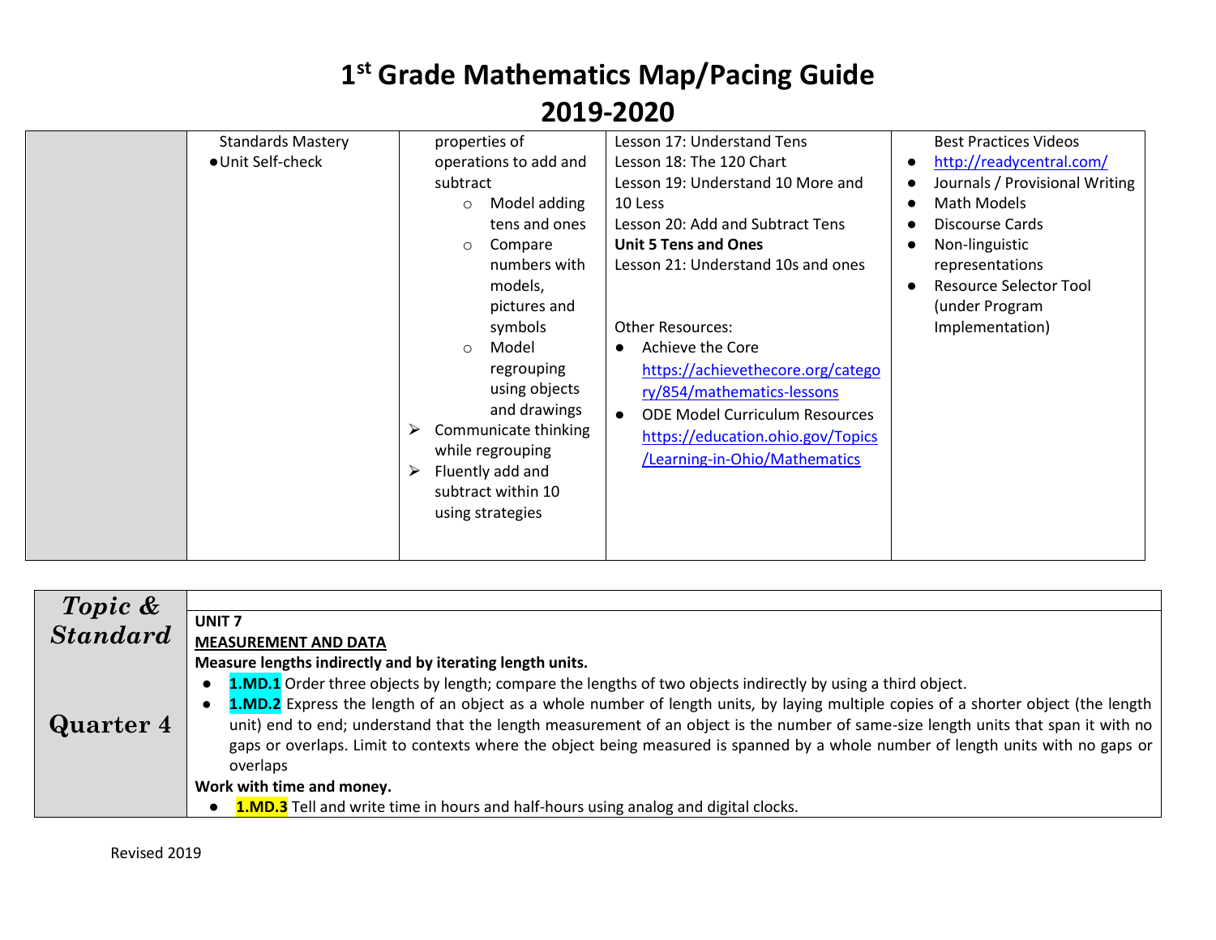# 1[st] Grade Mathematics Map/Pacing Guide 2019-2020

| | | | | |
|---|---|---|---|---|
| | Standards Mastery<br>● Unit Self-check | properties of operations to add and subtract<br>○ Model adding tens and ones<br>○ Compare numbers with models, pictures and symbols<br>○ Model regrouping using objects and drawings<br>➢ Communicate thinking while regrouping<br>➢ Fluently add and subtract within 10 using strategies | Lesson 17: Understand Tens<br>Lesson 18: The 120 Chart<br>Lesson 19: Understand 10 More and 10 Less<br>Lesson 20: Add and Subtract Tens<br>**Unit 5 Tens and Ones**<br>Lesson 21: Understand 10s and ones<br><br>Other Resources:<br>● Achieve the Core https://achievethecore.org/category/854/mathematics-lessons<br>● ODE Model Curriculum Resources https://education.ohio.gov/Topics/Learning-in-Ohio/Mathematics | Best Practices Videos<br>● http://readycentral.com/<br>● Journals / Provisional Writing<br>● Math Models<br>● Discourse Cards<br>● Non-linguistic representations<br>● Resource Selector Tool (under Program Implementation) |

| ***Topic & Standard***<br><br>**Quarter 4** | **UNIT 7**<br>**MEASUREMENT AND DATA**<br>**Measure lengths indirectly and by iterating length units.**<br>● **1.MD.1** Order three objects by length; compare the lengths of two objects indirectly by using a third object.<br>● **1.MD.2** Express the length of an object as a whole number of length units, by laying multiple copies of a shorter object (the length unit) end to end; understand that the length measurement of an object is the number of same-size length units that span it with no gaps or overlaps. Limit to contexts where the object being measured is spanned by a whole number of length units with no gaps or overlaps<br>**Work with time and money.**<br>● **1.MD.3** Tell and write time in hours and half-hours using analog and digital clocks. |
|---|---|

Revised 2019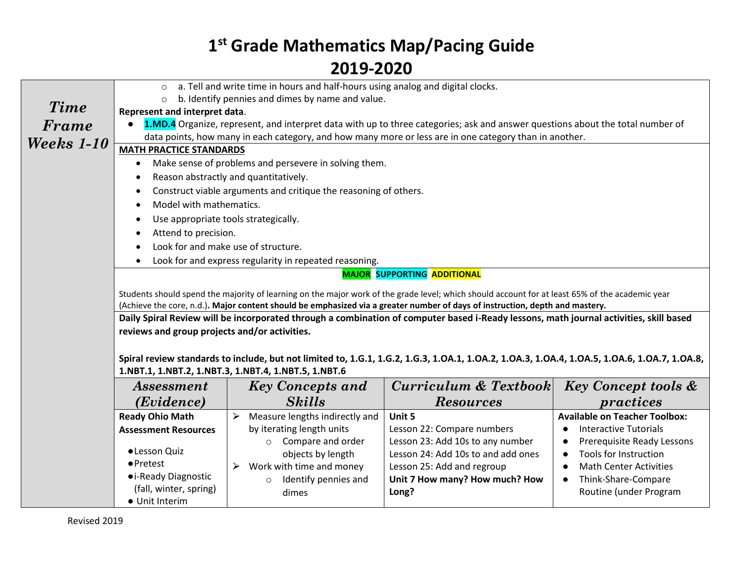# 1st Grade Mathematics Map/Pacing Guide

# 2019-2020

***Time Frame Weeks 1-10***

- a. Tell and write time in hours and half-hours using analog and digital clocks.
- b. Identify pennies and dimes by name and value.

**Represent and interpret data**.

- **1.MD.4** Organize, represent, and interpret data with up to three categories; ask and answer questions about the total number of data points, how many in each category, and how many more or less are in one category than in another.

**MATH PRACTICE STANDARDS**

- Make sense of problems and persevere in solving them.
- Reason abstractly and quantitatively.
- Construct viable arguments and critique the reasoning of others.
- Model with mathematics.
- Use appropriate tools strategically.
- Attend to precision.
- Look for and make use of structure.
- Look for and express regularity in repeated reasoning.

**MAJOR SUPPORTING ADDITIONAL**

Students should spend the majority of learning on the major work of the grade level; which should account for at least 65% of the academic year (Achieve the core, n.d.)**. Major content should be emphasized via a greater number of days of instruction, depth and mastery.**

**Daily Spiral Review will be incorporated through a combination of computer based i-Ready lessons, math journal activities, skill based reviews and group projects and/or activities.**

**Spiral review standards to include, but not limited to, 1.G.1, 1.G.2, 1.G.3, 1.OA.1, 1.OA.2, 1.OA.3, 1.OA.4, 1.OA.5, 1.OA.6, 1.OA.7, 1.OA.8, 1.NBT.1, 1.NBT.2, 1.NBT.3, 1.NBT.4, 1.NBT.5, 1.NBT.6**

| *Assessment (Evidence)* | *Key Concepts and Skills* | *Curriculum & Textbook Resources* | *Key Concept tools & practices* |
|---|---|---|---|
| **Ready Ohio Math Assessment Resources**<br><br>• Lesson Quiz<br>• Pretest<br>• i-Ready Diagnostic (fall, winter, spring)<br>• Unit Interim | ➢ Measure lengths indirectly and by iterating length units<br>○ Compare and order objects by length<br>➢ Work with time and money<br>○ Identify pennies and dimes | **Unit 5**<br>Lesson 22: Compare numbers<br>Lesson 23: Add 10s to any number<br>Lesson 24: Add 10s to and add ones<br>Lesson 25: Add and regroup<br>**Unit 7 How many? How much? How Long?** | **Available on Teacher Toolbox:**<br>• Interactive Tutorials<br>• Prerequisite Ready Lessons<br>• Tools for Instruction<br>• Math Center Activities<br>• Think-Share-Compare Routine (under Program |

Revised 2019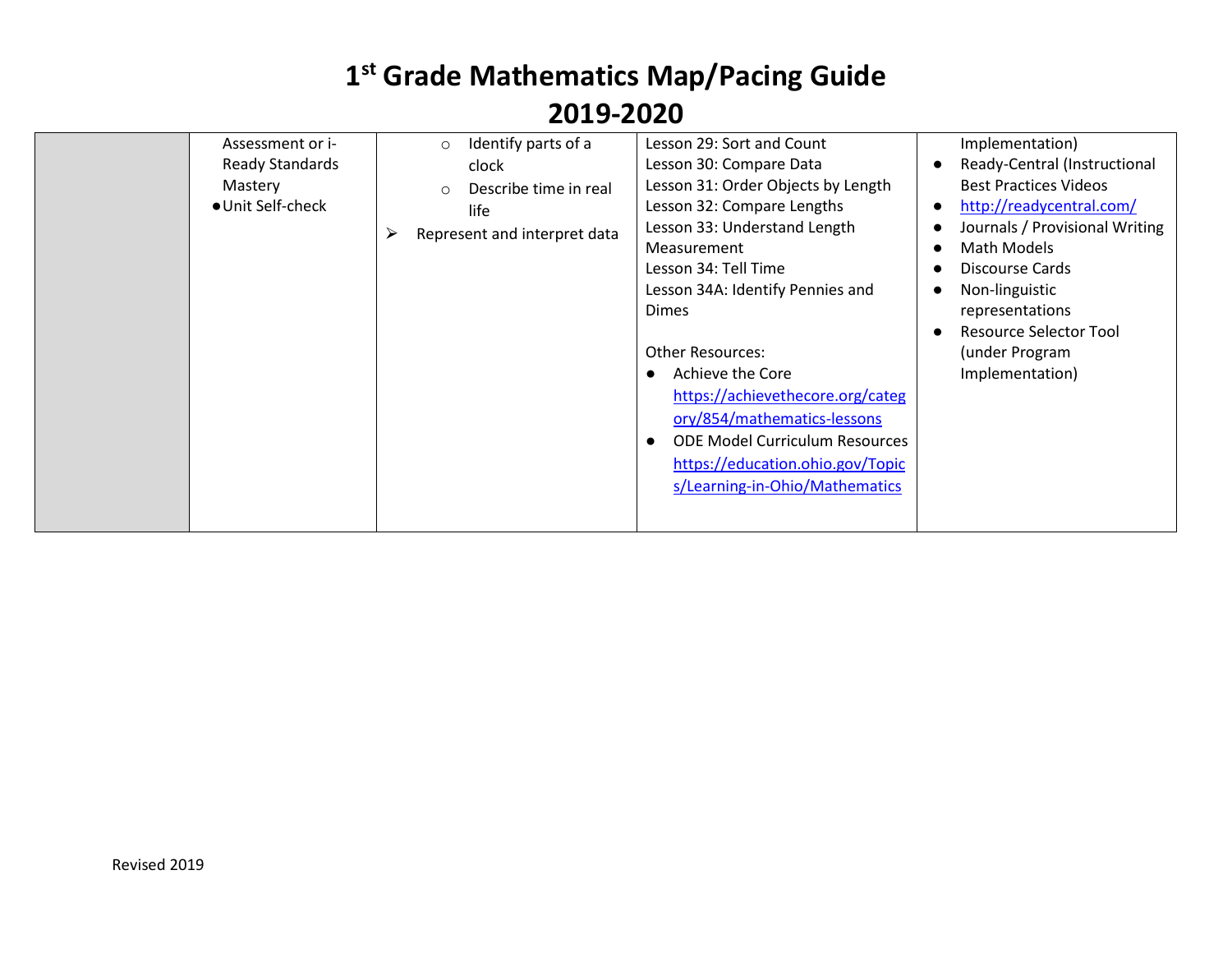# 1st Grade Mathematics Map/Pacing Guide

# 2019-2020

| | | | | |
|---|---|---|---|---|
| | Assessment or i-Ready Standards Mastery<br>● Unit Self-check | ○ Identify parts of a clock<br>○ Describe time in real life<br>➢ Represent and interpret data | Lesson 29: Sort and Count<br>Lesson 30: Compare Data<br>Lesson 31: Order Objects by Length<br>Lesson 32: Compare Lengths<br>Lesson 33: Understand Length Measurement<br>Lesson 34: Tell Time<br>Lesson 34A: Identify Pennies and Dimes<br><br>Other Resources:<br>● Achieve the Core https://achievethecore.org/category/854/mathematics-lessons<br>● ODE Model Curriculum Resources https://education.ohio.gov/Topics/Learning-in-Ohio/Mathematics | Implementation)<br>● Ready-Central (Instructional Best Practices Videos<br>● http://readycentral.com/<br>● Journals / Provisional Writing<br>● Math Models<br>● Discourse Cards<br>● Non-linguistic representations<br>● Resource Selector Tool (under Program Implementation) |

Revised 2019